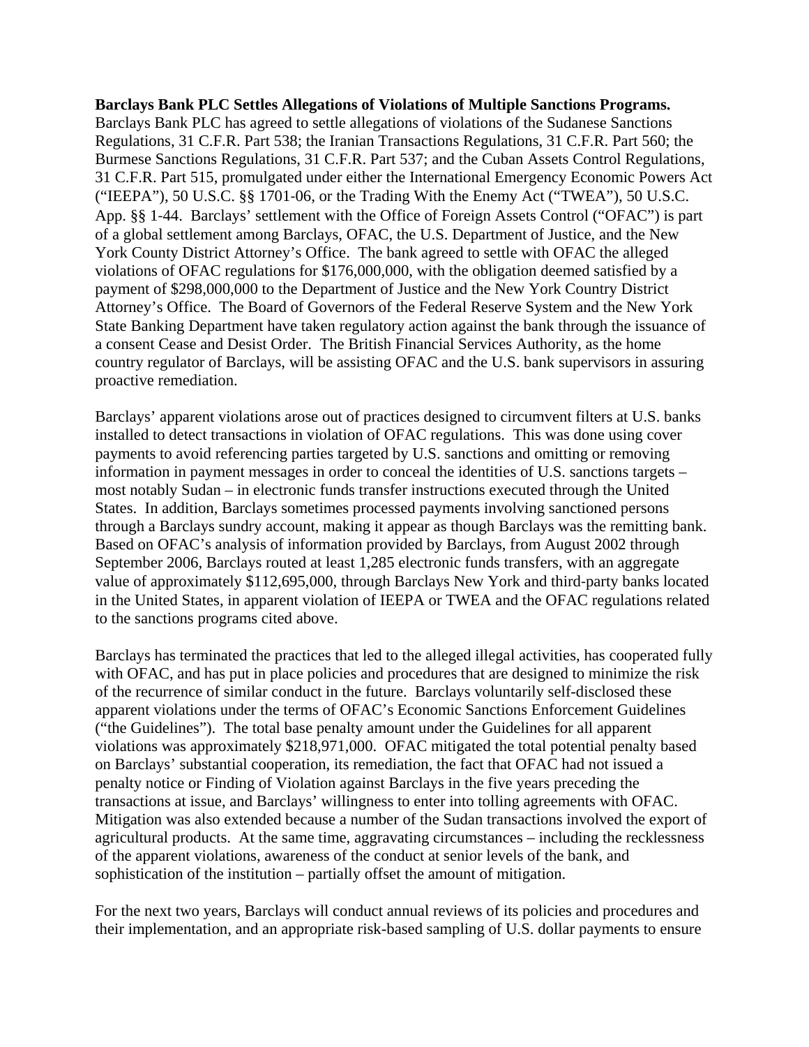**Barclays Bank PLC Settles Allegations of Violations of Multiple Sanctions Programs.** Barclays Bank PLC has agreed to settle allegations of violations of the Sudanese Sanctions Regulations, 31 C.F.R. Part 538; the Iranian Transactions Regulations, 31 C.F.R. Part 560; the Burmese Sanctions Regulations, 31 C.F.R. Part 537; and the Cuban Assets Control Regulations, 31 C.F.R. Part 515, promulgated under either the International Emergency Economic Powers Act ("IEEPA"), 50 U.S.C. §§ 1701-06, or the Trading With the Enemy Act ("TWEA"), 50 U.S.C. App. §§ 1-44. Barclays' settlement with the Office of Foreign Assets Control ("OFAC") is part of a global settlement among Barclays, OFAC, the U.S. Department of Justice, and the New York County District Attorney's Office. The bank agreed to settle with OFAC the alleged violations of OFAC regulations for $176,000,000, with the obligation deemed satisfied by a payment of $298,000,000 to the Department of Justice and the New York Country District Attorney's Office. The Board of Governors of the Federal Reserve System and the New York State Banking Department have taken regulatory action against the bank through the issuance of a consent Cease and Desist Order. The British Financial Services Authority, as the home country regulator of Barclays, will be assisting OFAC and the U.S. bank supervisors in assuring proactive remediation.

Barclays' apparent violations arose out of practices designed to circumvent filters at U.S. banks installed to detect transactions in violation of OFAC regulations. This was done using cover payments to avoid referencing parties targeted by U.S. sanctions and omitting or removing information in payment messages in order to conceal the identities of U.S. sanctions targets – most notably Sudan – in electronic funds transfer instructions executed through the United States. In addition, Barclays sometimes processed payments involving sanctioned persons through a Barclays sundry account, making it appear as though Barclays was the remitting bank. Based on OFAC's analysis of information provided by Barclays, from August 2002 through September 2006, Barclays routed at least 1,285 electronic funds transfers, with an aggregate value of approximately $112,695,000, through Barclays New York and third-party banks located in the United States, in apparent violation of IEEPA or TWEA and the OFAC regulations related to the sanctions programs cited above.

Barclays has terminated the practices that led to the alleged illegal activities, has cooperated fully with OFAC, and has put in place policies and procedures that are designed to minimize the risk of the recurrence of similar conduct in the future. Barclays voluntarily self-disclosed these apparent violations under the terms of OFAC's Economic Sanctions Enforcement Guidelines ("the Guidelines"). The total base penalty amount under the Guidelines for all apparent violations was approximately $218,971,000. OFAC mitigated the total potential penalty based on Barclays' substantial cooperation, its remediation, the fact that OFAC had not issued a penalty notice or Finding of Violation against Barclays in the five years preceding the transactions at issue, and Barclays' willingness to enter into tolling agreements with OFAC. Mitigation was also extended because a number of the Sudan transactions involved the export of agricultural products. At the same time, aggravating circumstances – including the recklessness of the apparent violations, awareness of the conduct at senior levels of the bank, and sophistication of the institution – partially offset the amount of mitigation.

For the next two years, Barclays will conduct annual reviews of its policies and procedures and their implementation, and an appropriate risk-based sampling of U.S. dollar payments to ensure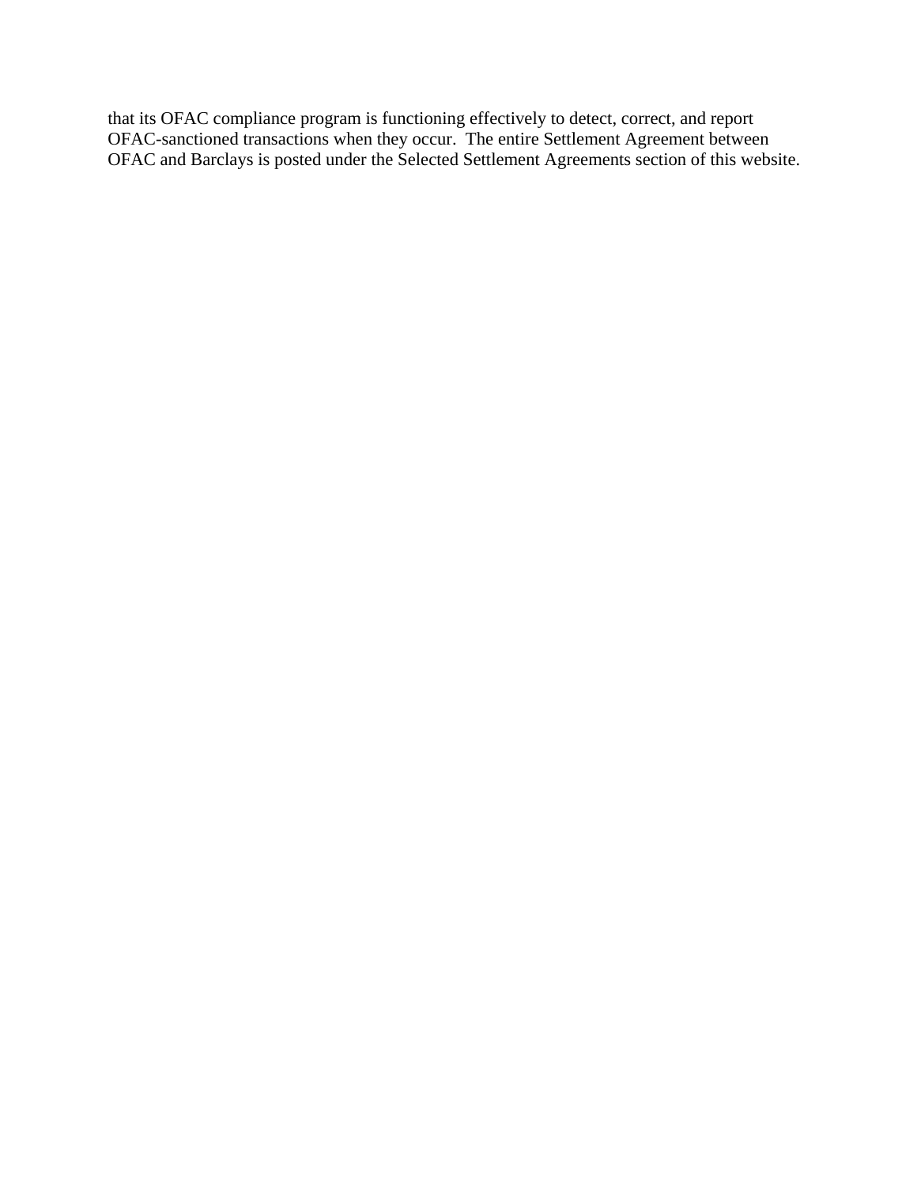that its OFAC compliance program is functioning effectively to detect, correct, and report OFAC-sanctioned transactions when they occur. The entire Settlement Agreement between OFAC and Barclays is posted under the Selected Settlement Agreements section of this website.